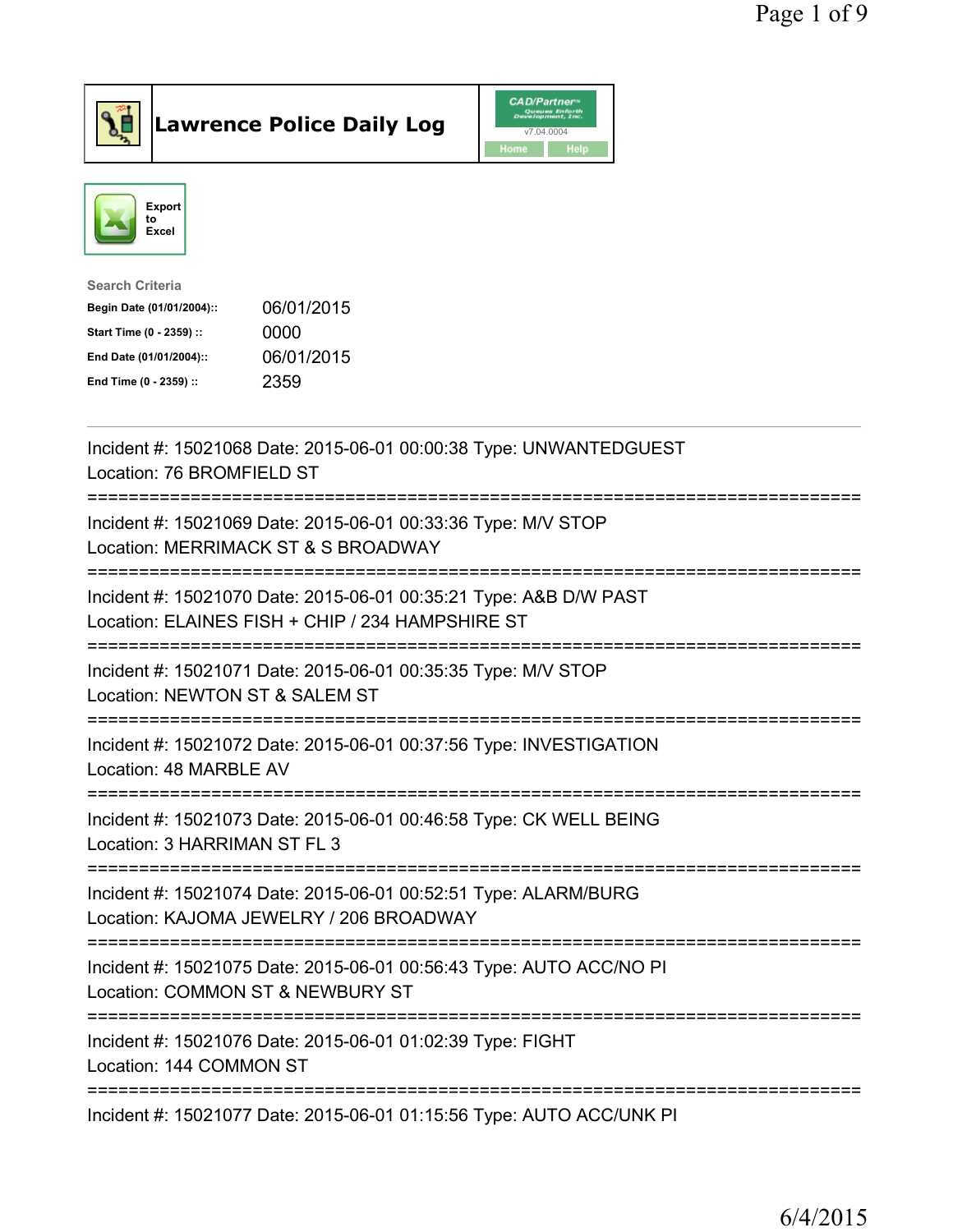# Lawrence Police Daily Log

Export to Excel

**Search Criteria**

| | |
|---|---|
| **Begin Date (01/01/2004)::** | 06/01/2015 |
| **Start Time (0 - 2359) ::** | 0000 |
| **End Date (01/01/2004)::** | 06/01/2015 |
| **End Time (0 - 2359) ::** | 2359 |

---

Incident #: 15021068 Date: 2015-06-01 00:00:38 Type: UNWANTEDGUEST
Location: 76 BROMFIELD ST
===========================================================================
Incident #: 15021069 Date: 2015-06-01 00:33:36 Type: M/V STOP
Location: MERRIMACK ST & S BROADWAY
===========================================================================
Incident #: 15021070 Date: 2015-06-01 00:35:21 Type: A&B D/W PAST
Location: ELAINES FISH + CHIP / 234 HAMPSHIRE ST
===========================================================================
Incident #: 15021071 Date: 2015-06-01 00:35:35 Type: M/V STOP
Location: NEWTON ST & SALEM ST
===========================================================================
Incident #: 15021072 Date: 2015-06-01 00:37:56 Type: INVESTIGATION
Location: 48 MARBLE AV
===========================================================================
Incident #: 15021073 Date: 2015-06-01 00:46:58 Type: CK WELL BEING
Location: 3 HARRIMAN ST FL 3
===========================================================================
Incident #: 15021074 Date: 2015-06-01 00:52:51 Type: ALARM/BURG
Location: KAJOMA JEWELRY / 206 BROADWAY
===========================================================================
Incident #: 15021075 Date: 2015-06-01 00:56:43 Type: AUTO ACC/NO PI
Location: COMMON ST & NEWBURY ST
===========================================================================
Incident #: 15021076 Date: 2015-06-01 01:02:39 Type: FIGHT
Location: 144 COMMON ST
===========================================================================
Incident #: 15021077 Date: 2015-06-01 01:15:56 Type: AUTO ACC/UNK PI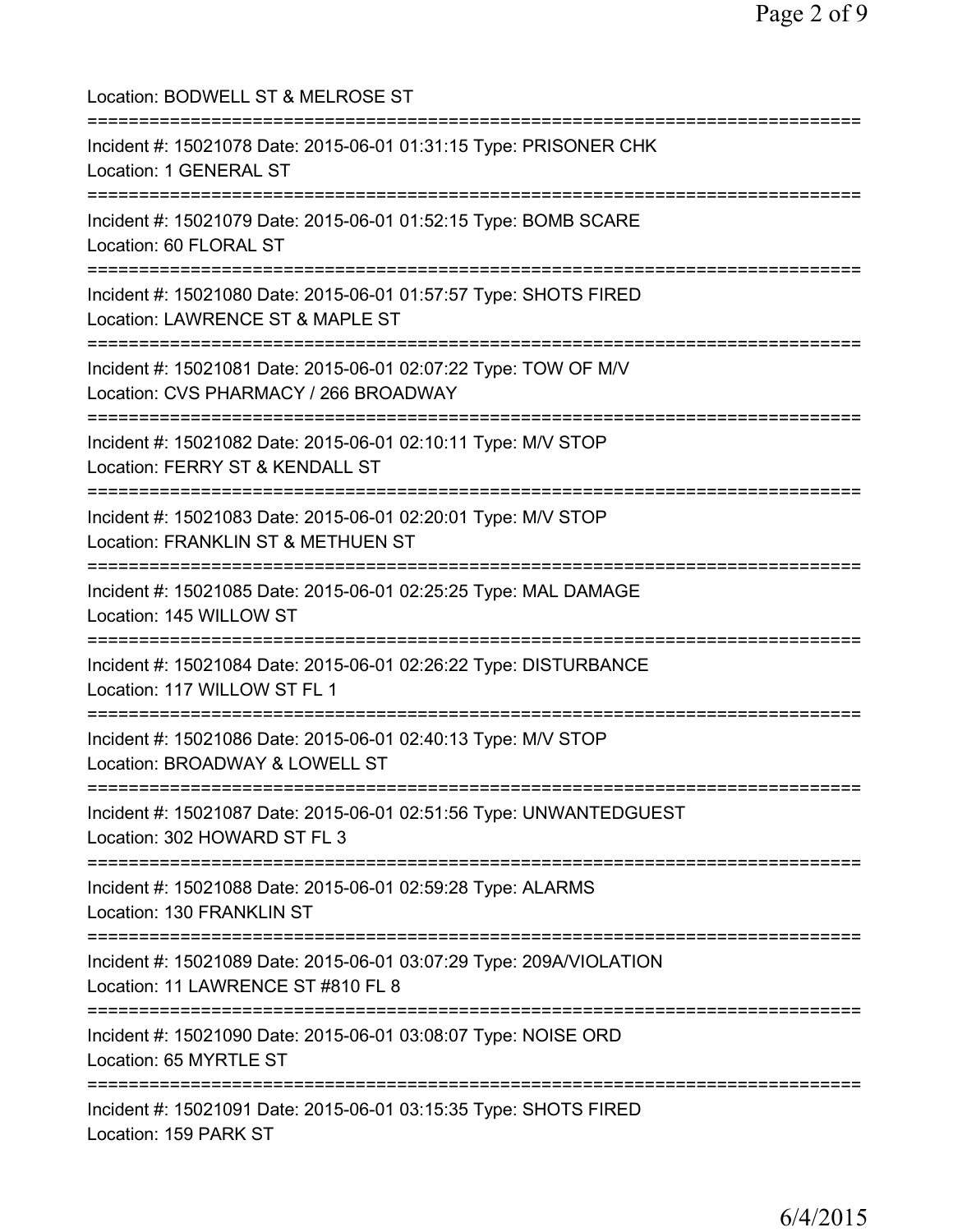Location: BODWELL ST & MELROSE ST

===========================================================================

Incident #: 15021078 Date: 2015-06-01 01:31:15 Type: PRISONER CHK
Location: 1 GENERAL ST

===========================================================================

Incident #: 15021079 Date: 2015-06-01 01:52:15 Type: BOMB SCARE
Location: 60 FLORAL ST

===========================================================================

Incident #: 15021080 Date: 2015-06-01 01:57:57 Type: SHOTS FIRED
Location: LAWRENCE ST & MAPLE ST

===========================================================================

Incident #: 15021081 Date: 2015-06-01 02:07:22 Type: TOW OF M/V
Location: CVS PHARMACY / 266 BROADWAY

===========================================================================

Incident #: 15021082 Date: 2015-06-01 02:10:11 Type: M/V STOP
Location: FERRY ST & KENDALL ST

===========================================================================

Incident #: 15021083 Date: 2015-06-01 02:20:01 Type: M/V STOP
Location: FRANKLIN ST & METHUEN ST

===========================================================================

Incident #: 15021085 Date: 2015-06-01 02:25:25 Type: MAL DAMAGE
Location: 145 WILLOW ST

===========================================================================

Incident #: 15021084 Date: 2015-06-01 02:26:22 Type: DISTURBANCE
Location: 117 WILLOW ST FL 1

===========================================================================

Incident #: 15021086 Date: 2015-06-01 02:40:13 Type: M/V STOP
Location: BROADWAY & LOWELL ST

===========================================================================

Incident #: 15021087 Date: 2015-06-01 02:51:56 Type: UNWANTEDGUEST
Location: 302 HOWARD ST FL 3

===========================================================================

Incident #: 15021088 Date: 2015-06-01 02:59:28 Type: ALARMS
Location: 130 FRANKLIN ST

===========================================================================

Incident #: 15021089 Date: 2015-06-01 03:07:29 Type: 209A/VIOLATION
Location: 11 LAWRENCE ST #810 FL 8

===========================================================================

Incident #: 15021090 Date: 2015-06-01 03:08:07 Type: NOISE ORD
Location: 65 MYRTLE ST

===========================================================================

Incident #: 15021091 Date: 2015-06-01 03:15:35 Type: SHOTS FIRED
Location: 159 PARK ST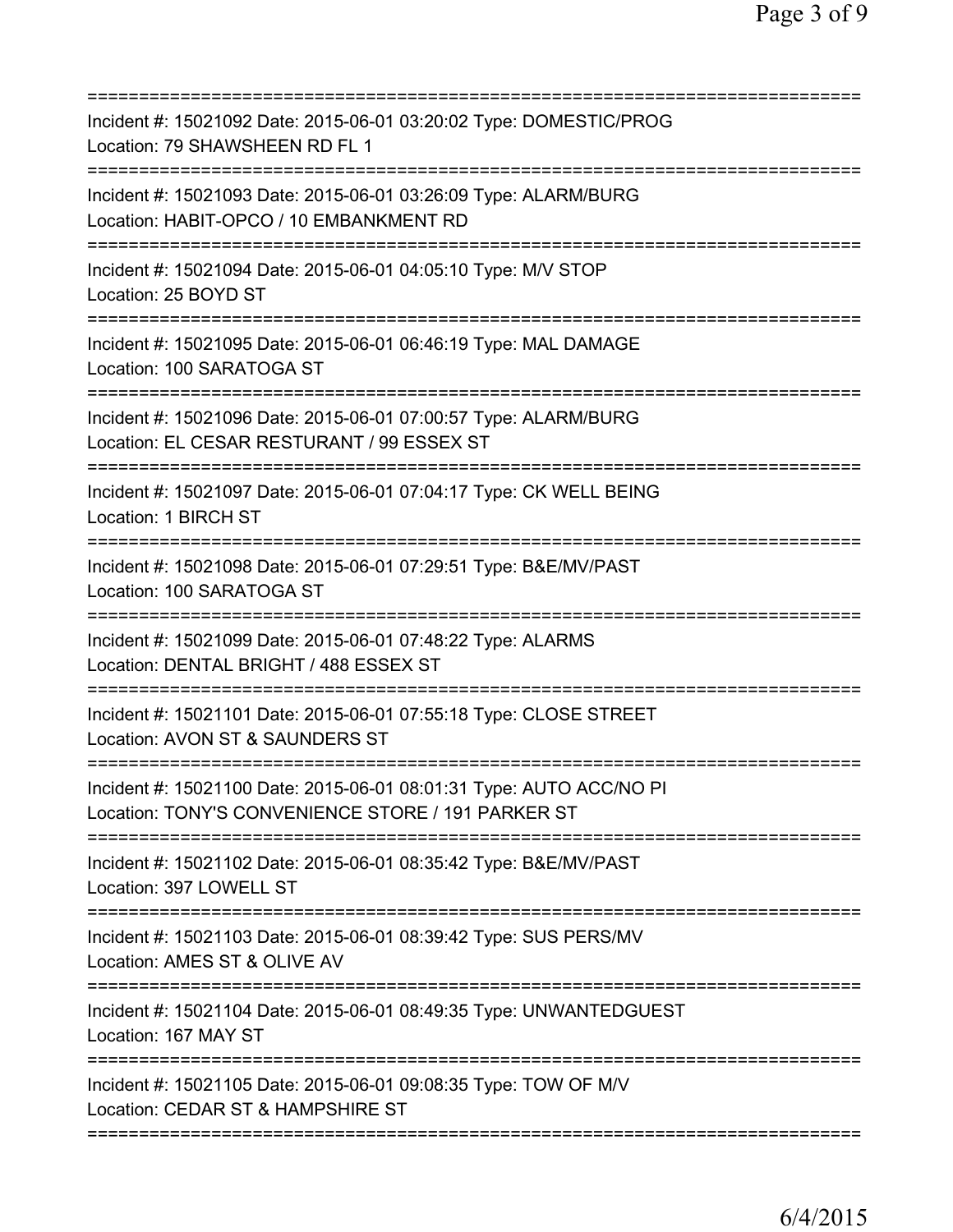==============================================================================
Incident #: 15021092 Date: 2015-06-01 03:20:02 Type: DOMESTIC/PROG
Location: 79 SHAWSHEEN RD FL 1
==============================================================================
Incident #: 15021093 Date: 2015-06-01 03:26:09 Type: ALARM/BURG
Location: HABIT-OPCO / 10 EMBANKMENT RD
==============================================================================
Incident #: 15021094 Date: 2015-06-01 04:05:10 Type: M/V STOP
Location: 25 BOYD ST
==============================================================================
Incident #: 15021095 Date: 2015-06-01 06:46:19 Type: MAL DAMAGE
Location: 100 SARATOGA ST
==============================================================================
Incident #: 15021096 Date: 2015-06-01 07:00:57 Type: ALARM/BURG
Location: EL CESAR RESTURANT / 99 ESSEX ST
==============================================================================
Incident #: 15021097 Date: 2015-06-01 07:04:17 Type: CK WELL BEING
Location: 1 BIRCH ST
==============================================================================
Incident #: 15021098 Date: 2015-06-01 07:29:51 Type: B&E/MV/PAST
Location: 100 SARATOGA ST
==============================================================================
Incident #: 15021099 Date: 2015-06-01 07:48:22 Type: ALARMS
Location: DENTAL BRIGHT / 488 ESSEX ST
==============================================================================
Incident #: 15021101 Date: 2015-06-01 07:55:18 Type: CLOSE STREET
Location: AVON ST & SAUNDERS ST
==============================================================================
Incident #: 15021100 Date: 2015-06-01 08:01:31 Type: AUTO ACC/NO PI
Location: TONY'S CONVENIENCE STORE / 191 PARKER ST
==============================================================================
Incident #: 15021102 Date: 2015-06-01 08:35:42 Type: B&E/MV/PAST
Location: 397 LOWELL ST
==============================================================================
Incident #: 15021103 Date: 2015-06-01 08:39:42 Type: SUS PERS/MV
Location: AMES ST & OLIVE AV
==============================================================================
Incident #: 15021104 Date: 2015-06-01 08:49:35 Type: UNWANTEDGUEST
Location: 167 MAY ST
==============================================================================
Incident #: 15021105 Date: 2015-06-01 09:08:35 Type: TOW OF M/V
Location: CEDAR ST & HAMPSHIRE ST
==============================================================================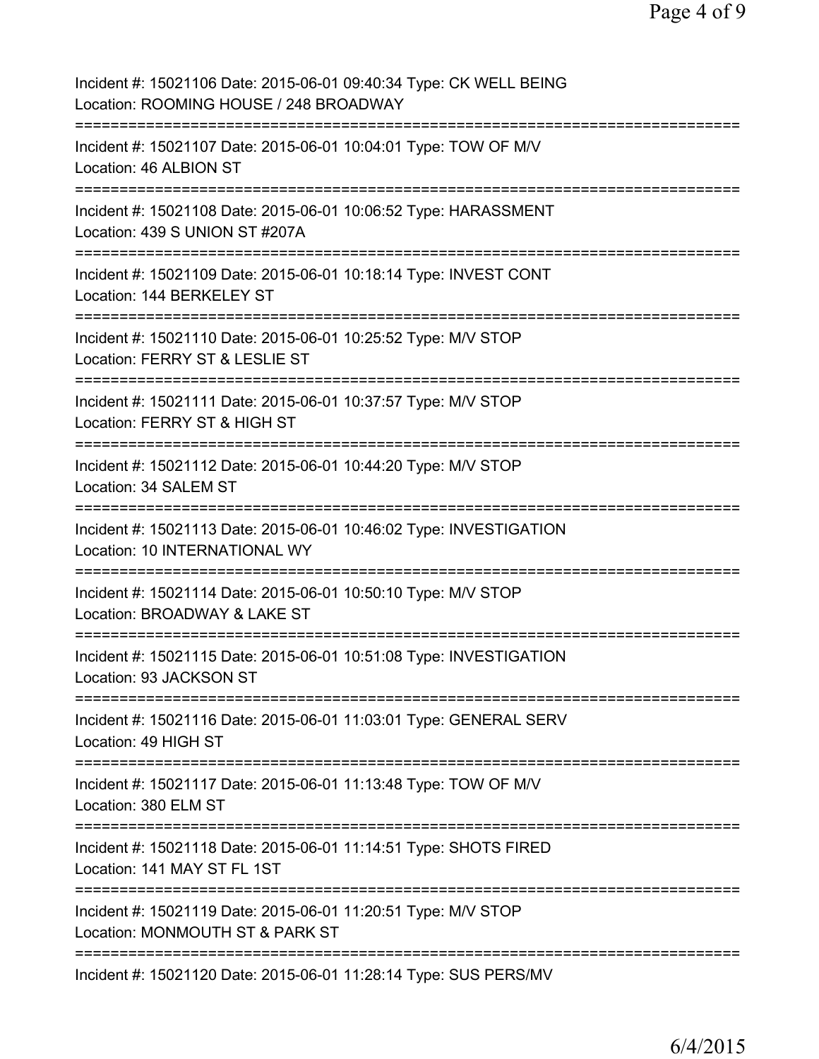Incident #: 15021106 Date: 2015-06-01 09:40:34 Type: CK WELL BEING
Location: ROOMING HOUSE / 248 BROADWAY
===========================================================================
Incident #: 15021107 Date: 2015-06-01 10:04:01 Type: TOW OF M/V
Location: 46 ALBION ST
===========================================================================
Incident #: 15021108 Date: 2015-06-01 10:06:52 Type: HARASSMENT
Location: 439 S UNION ST #207A
===========================================================================
Incident #: 15021109 Date: 2015-06-01 10:18:14 Type: INVEST CONT
Location: 144 BERKELEY ST
===========================================================================
Incident #: 15021110 Date: 2015-06-01 10:25:52 Type: M/V STOP
Location: FERRY ST & LESLIE ST
===========================================================================
Incident #: 15021111 Date: 2015-06-01 10:37:57 Type: M/V STOP
Location: FERRY ST & HIGH ST
===========================================================================
Incident #: 15021112 Date: 2015-06-01 10:44:20 Type: M/V STOP
Location: 34 SALEM ST
===========================================================================
Incident #: 15021113 Date: 2015-06-01 10:46:02 Type: INVESTIGATION
Location: 10 INTERNATIONAL WY
===========================================================================
Incident #: 15021114 Date: 2015-06-01 10:50:10 Type: M/V STOP
Location: BROADWAY & LAKE ST
===========================================================================
Incident #: 15021115 Date: 2015-06-01 10:51:08 Type: INVESTIGATION
Location: 93 JACKSON ST
===========================================================================
Incident #: 15021116 Date: 2015-06-01 11:03:01 Type: GENERAL SERV
Location: 49 HIGH ST
===========================================================================
Incident #: 15021117 Date: 2015-06-01 11:13:48 Type: TOW OF M/V
Location: 380 ELM ST
===========================================================================
Incident #: 15021118 Date: 2015-06-01 11:14:51 Type: SHOTS FIRED
Location: 141 MAY ST FL 1ST
===========================================================================
Incident #: 15021119 Date: 2015-06-01 11:20:51 Type: M/V STOP
Location: MONMOUTH ST & PARK ST
===========================================================================
Incident #: 15021120 Date: 2015-06-01 11:28:14 Type: SUS PERS/MV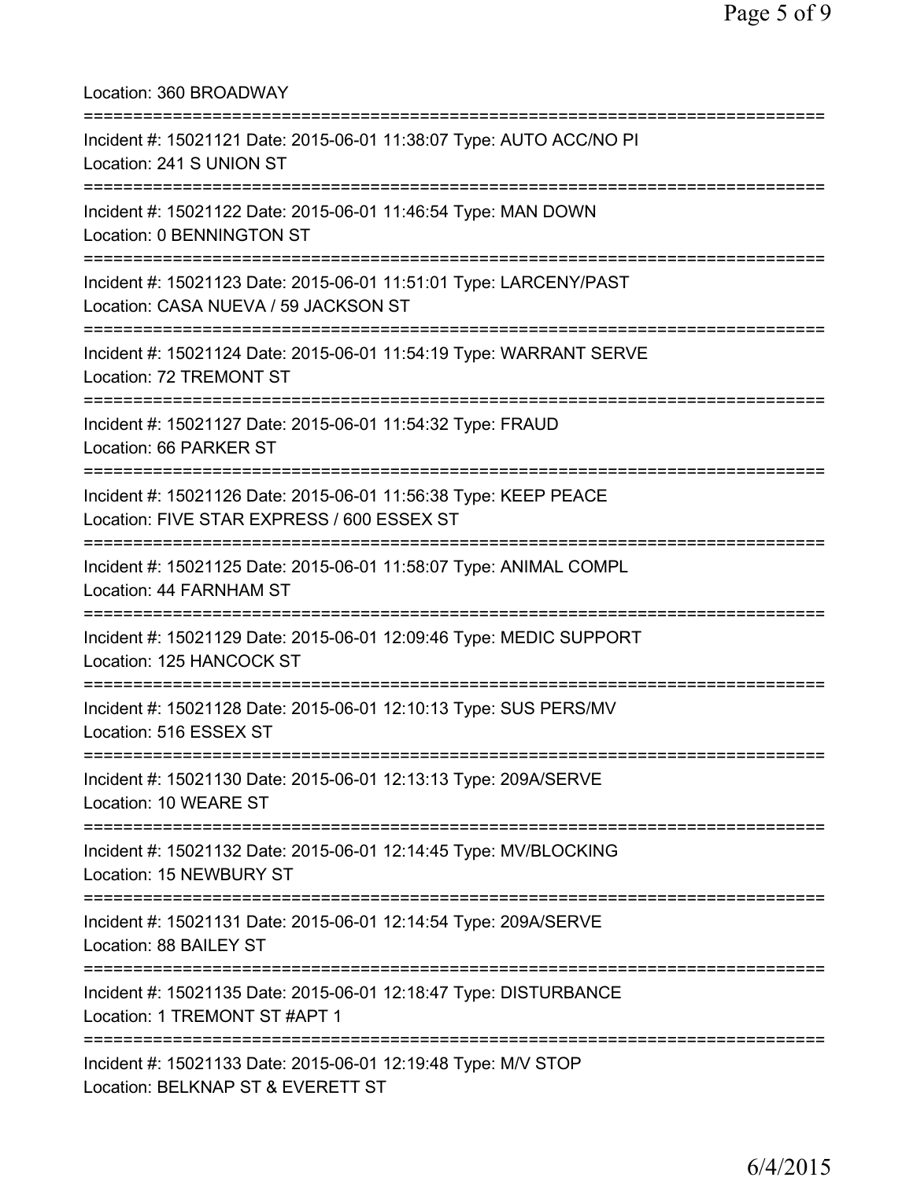Location: 360 BROADWAY

===========================================================================

Incident #: 15021121 Date: 2015-06-01 11:38:07 Type: AUTO ACC/NO PI
Location: 241 S UNION ST

===========================================================================

Incident #: 15021122 Date: 2015-06-01 11:46:54 Type: MAN DOWN
Location: 0 BENNINGTON ST

===========================================================================

Incident #: 15021123 Date: 2015-06-01 11:51:01 Type: LARCENY/PAST
Location: CASA NUEVA / 59 JACKSON ST

===========================================================================

Incident #: 15021124 Date: 2015-06-01 11:54:19 Type: WARRANT SERVE
Location: 72 TREMONT ST

===========================================================================

Incident #: 15021127 Date: 2015-06-01 11:54:32 Type: FRAUD
Location: 66 PARKER ST

===========================================================================

Incident #: 15021126 Date: 2015-06-01 11:56:38 Type: KEEP PEACE
Location: FIVE STAR EXPRESS / 600 ESSEX ST

===========================================================================

Incident #: 15021125 Date: 2015-06-01 11:58:07 Type: ANIMAL COMPL
Location: 44 FARNHAM ST

===========================================================================

Incident #: 15021129 Date: 2015-06-01 12:09:46 Type: MEDIC SUPPORT
Location: 125 HANCOCK ST

===========================================================================

Incident #: 15021128 Date: 2015-06-01 12:10:13 Type: SUS PERS/MV
Location: 516 ESSEX ST

===========================================================================

Incident #: 15021130 Date: 2015-06-01 12:13:13 Type: 209A/SERVE
Location: 10 WEARE ST

===========================================================================

Incident #: 15021132 Date: 2015-06-01 12:14:45 Type: MV/BLOCKING
Location: 15 NEWBURY ST

===========================================================================

Incident #: 15021131 Date: 2015-06-01 12:14:54 Type: 209A/SERVE
Location: 88 BAILEY ST

===========================================================================

Incident #: 15021135 Date: 2015-06-01 12:18:47 Type: DISTURBANCE
Location: 1 TREMONT ST #APT 1

===========================================================================

Incident #: 15021133 Date: 2015-06-01 12:19:48 Type: M/V STOP
Location: BELKNAP ST & EVERETT ST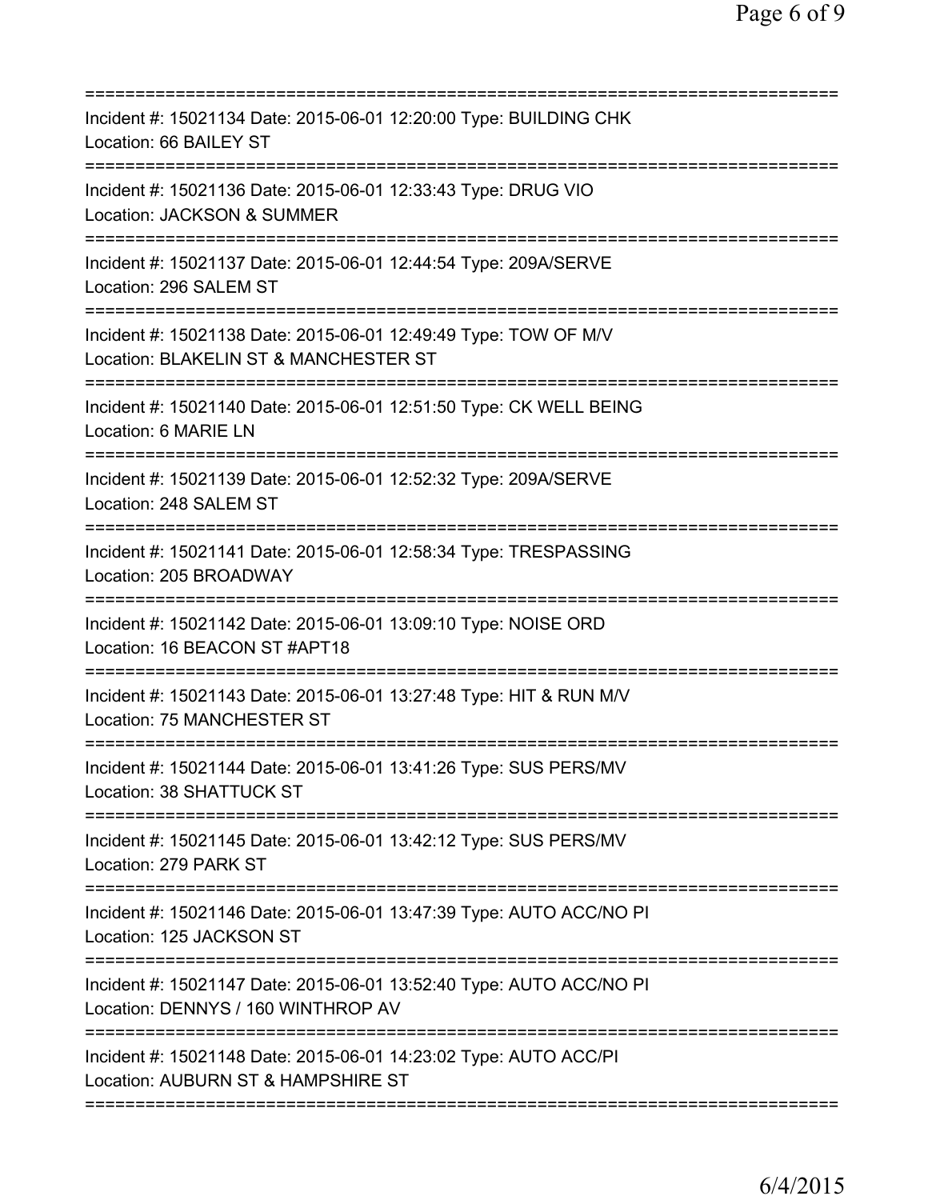Incident #: 15021134 Date: 2015-06-01 12:20:00 Type: BUILDING CHK
Location: 66 BAILEY ST

Incident #: 15021136 Date: 2015-06-01 12:33:43 Type: DRUG VIO
Location: JACKSON & SUMMER

Incident #: 15021137 Date: 2015-06-01 12:44:54 Type: 209A/SERVE
Location: 296 SALEM ST

Incident #: 15021138 Date: 2015-06-01 12:49:49 Type: TOW OF M/V
Location: BLAKELIN ST & MANCHESTER ST

Incident #: 15021140 Date: 2015-06-01 12:51:50 Type: CK WELL BEING
Location: 6 MARIE LN

Incident #: 15021139 Date: 2015-06-01 12:52:32 Type: 209A/SERVE
Location: 248 SALEM ST

Incident #: 15021141 Date: 2015-06-01 12:58:34 Type: TRESPASSING
Location: 205 BROADWAY

Incident #: 15021142 Date: 2015-06-01 13:09:10 Type: NOISE ORD
Location: 16 BEACON ST #APT18

Incident #: 15021143 Date: 2015-06-01 13:27:48 Type: HIT & RUN M/V
Location: 75 MANCHESTER ST

Incident #: 15021144 Date: 2015-06-01 13:41:26 Type: SUS PERS/MV
Location: 38 SHATTUCK ST

Incident #: 15021145 Date: 2015-06-01 13:42:12 Type: SUS PERS/MV
Location: 279 PARK ST

Incident #: 15021146 Date: 2015-06-01 13:47:39 Type: AUTO ACC/NO PI
Location: 125 JACKSON ST

Incident #: 15021147 Date: 2015-06-01 13:52:40 Type: AUTO ACC/NO PI
Location: DENNYS / 160 WINTHROP AV

Incident #: 15021148 Date: 2015-06-01 14:23:02 Type: AUTO ACC/PI
Location: AUBURN ST & HAMPSHIRE ST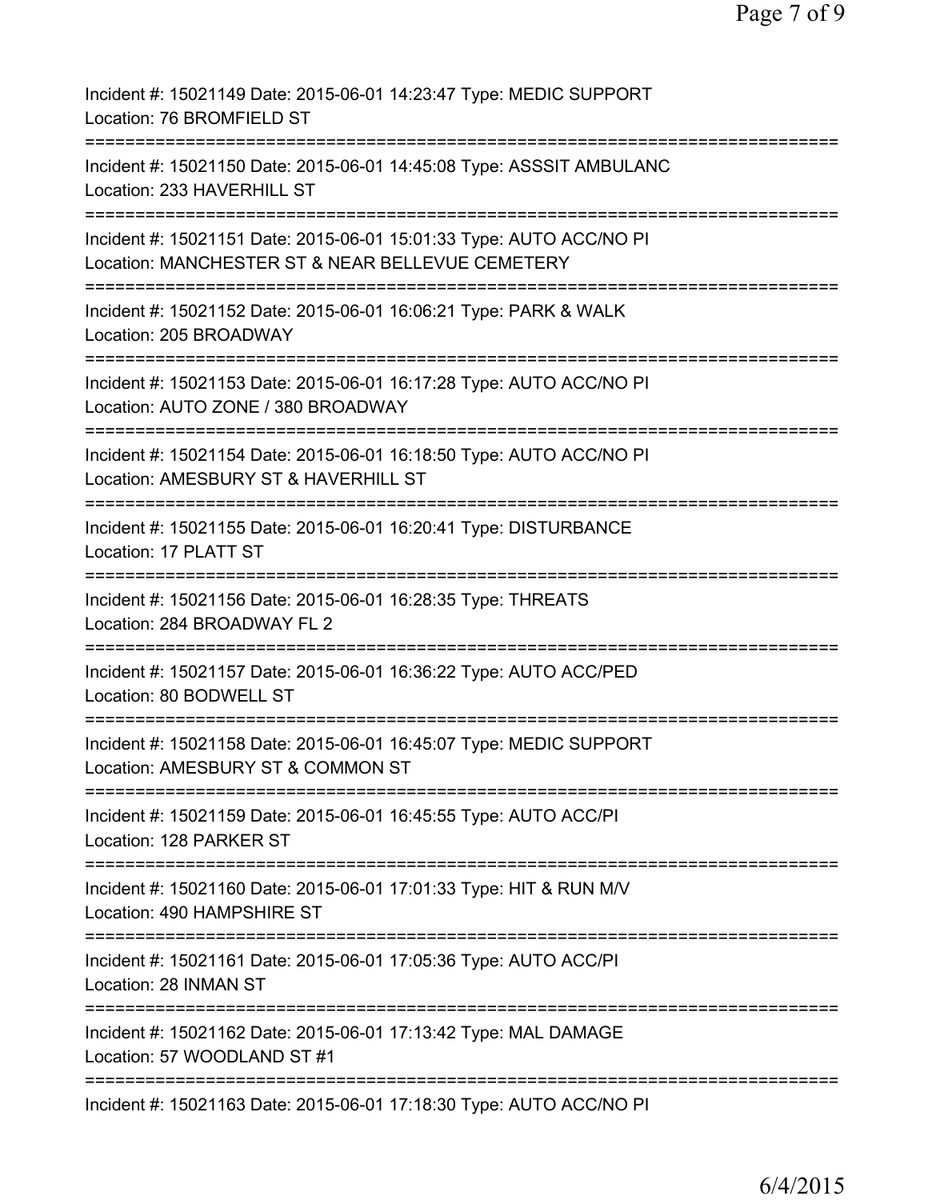Incident #: 15021149 Date: 2015-06-01 14:23:47 Type: MEDIC SUPPORT
Location: 76 BROMFIELD ST

===========================================================================

Incident #: 15021150 Date: 2015-06-01 14:45:08 Type: ASSSIT AMBULANC
Location: 233 HAVERHILL ST

===========================================================================

Incident #: 15021151 Date: 2015-06-01 15:01:33 Type: AUTO ACC/NO PI
Location: MANCHESTER ST & NEAR BELLEVUE CEMETERY

===========================================================================

Incident #: 15021152 Date: 2015-06-01 16:06:21 Type: PARK & WALK
Location: 205 BROADWAY

===========================================================================

Incident #: 15021153 Date: 2015-06-01 16:17:28 Type: AUTO ACC/NO PI
Location: AUTO ZONE / 380 BROADWAY

===========================================================================

Incident #: 15021154 Date: 2015-06-01 16:18:50 Type: AUTO ACC/NO PI
Location: AMESBURY ST & HAVERHILL ST

===========================================================================

Incident #: 15021155 Date: 2015-06-01 16:20:41 Type: DISTURBANCE
Location: 17 PLATT ST

===========================================================================

Incident #: 15021156 Date: 2015-06-01 16:28:35 Type: THREATS
Location: 284 BROADWAY FL 2

===========================================================================

Incident #: 15021157 Date: 2015-06-01 16:36:22 Type: AUTO ACC/PED
Location: 80 BODWELL ST

===========================================================================

Incident #: 15021158 Date: 2015-06-01 16:45:07 Type: MEDIC SUPPORT
Location: AMESBURY ST & COMMON ST

===========================================================================

Incident #: 15021159 Date: 2015-06-01 16:45:55 Type: AUTO ACC/PI
Location: 128 PARKER ST

===========================================================================

Incident #: 15021160 Date: 2015-06-01 17:01:33 Type: HIT & RUN M/V
Location: 490 HAMPSHIRE ST

===========================================================================

Incident #: 15021161 Date: 2015-06-01 17:05:36 Type: AUTO ACC/PI
Location: 28 INMAN ST

===========================================================================

Incident #: 15021162 Date: 2015-06-01 17:13:42 Type: MAL DAMAGE
Location: 57 WOODLAND ST #1

===========================================================================

Incident #: 15021163 Date: 2015-06-01 17:18:30 Type: AUTO ACC/NO PI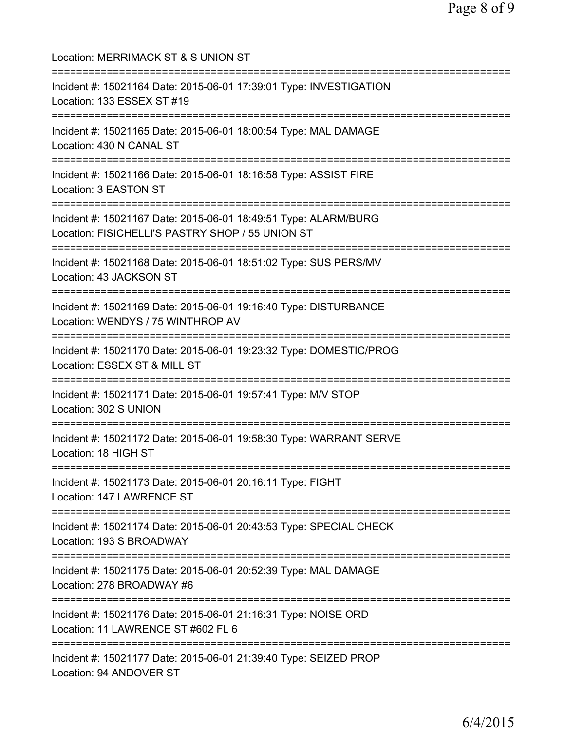Location: MERRIMACK ST & S UNION ST

===========================================================================

Incident #: 15021164 Date: 2015-06-01 17:39:01 Type: INVESTIGATION
Location: 133 ESSEX ST #19

===========================================================================

Incident #: 15021165 Date: 2015-06-01 18:00:54 Type: MAL DAMAGE
Location: 430 N CANAL ST

===========================================================================

Incident #: 15021166 Date: 2015-06-01 18:16:58 Type: ASSIST FIRE
Location: 3 EASTON ST

===========================================================================

Incident #: 15021167 Date: 2015-06-01 18:49:51 Type: ALARM/BURG
Location: FISICHELLI'S PASTRY SHOP / 55 UNION ST

===========================================================================

Incident #: 15021168 Date: 2015-06-01 18:51:02 Type: SUS PERS/MV
Location: 43 JACKSON ST

===========================================================================

Incident #: 15021169 Date: 2015-06-01 19:16:40 Type: DISTURBANCE
Location: WENDYS / 75 WINTHROP AV

===========================================================================

Incident #: 15021170 Date: 2015-06-01 19:23:32 Type: DOMESTIC/PROG
Location: ESSEX ST & MILL ST

===========================================================================

Incident #: 15021171 Date: 2015-06-01 19:57:41 Type: M/V STOP
Location: 302 S UNION

===========================================================================

Incident #: 15021172 Date: 2015-06-01 19:58:30 Type: WARRANT SERVE
Location: 18 HIGH ST

===========================================================================

Incident #: 15021173 Date: 2015-06-01 20:16:11 Type: FIGHT
Location: 147 LAWRENCE ST

===========================================================================

Incident #: 15021174 Date: 2015-06-01 20:43:53 Type: SPECIAL CHECK
Location: 193 S BROADWAY

===========================================================================

Incident #: 15021175 Date: 2015-06-01 20:52:39 Type: MAL DAMAGE
Location: 278 BROADWAY #6

===========================================================================

Incident #: 15021176 Date: 2015-06-01 21:16:31 Type: NOISE ORD
Location: 11 LAWRENCE ST #602 FL 6

===========================================================================

Incident #: 15021177 Date: 2015-06-01 21:39:40 Type: SEIZED PROP
Location: 94 ANDOVER ST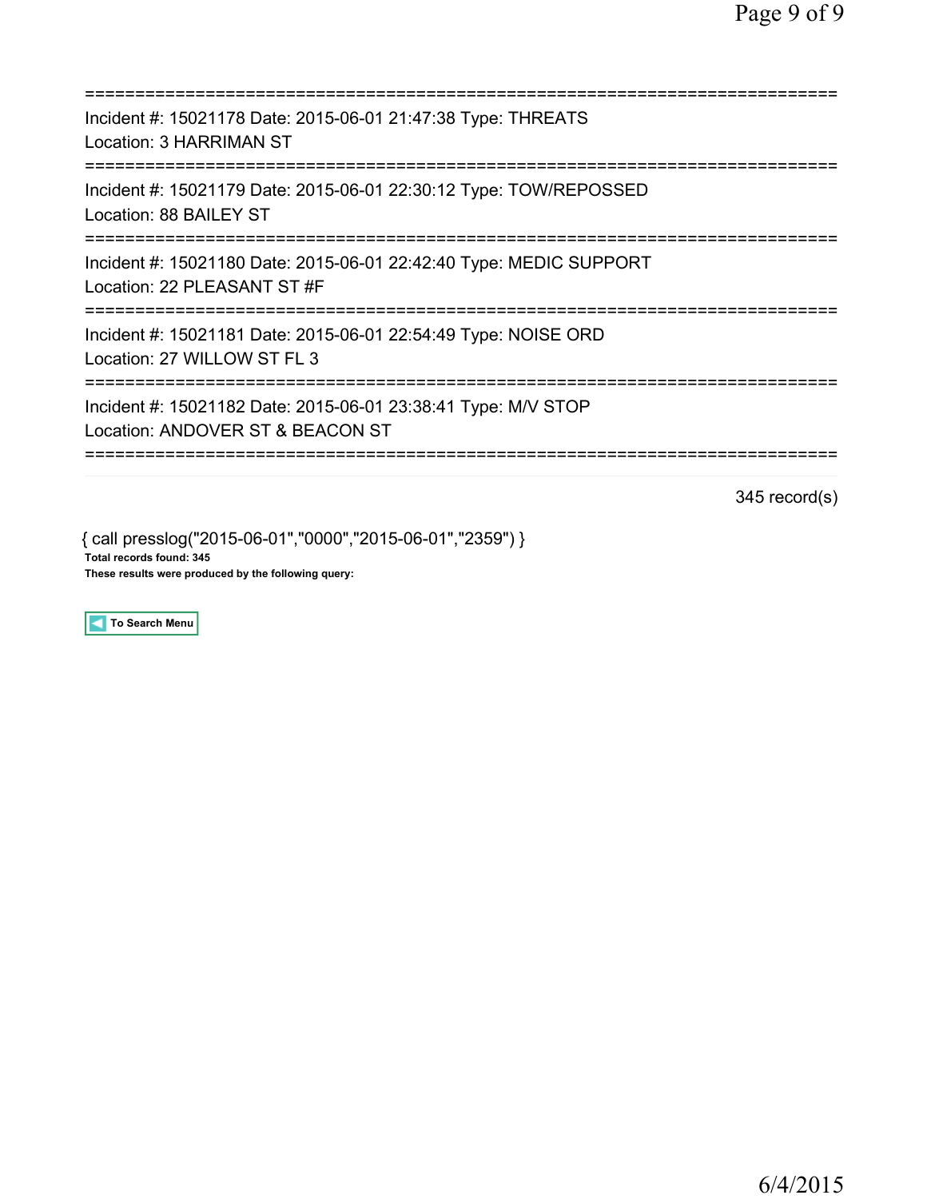Incident #: 15021178 Date: 2015-06-01 21:47:38 Type: THREATS
Location: 3 HARRIMAN ST

Incident #: 15021179 Date: 2015-06-01 22:30:12 Type: TOW/REPOSSED
Location: 88 BAILEY ST

Incident #: 15021180 Date: 2015-06-01 22:42:40 Type: MEDIC SUPPORT
Location: 22 PLEASANT ST #F

Incident #: 15021181 Date: 2015-06-01 22:54:49 Type: NOISE ORD
Location: 27 WILLOW ST FL 3

Incident #: 15021182 Date: 2015-06-01 23:38:41 Type: M/V STOP
Location: ANDOVER ST & BEACON ST

345 record(s)

{ call presslog("2015-06-01","0000","2015-06-01","2359") }

**Total records found: 345**

**These results were produced by the following query:**

To Search Menu